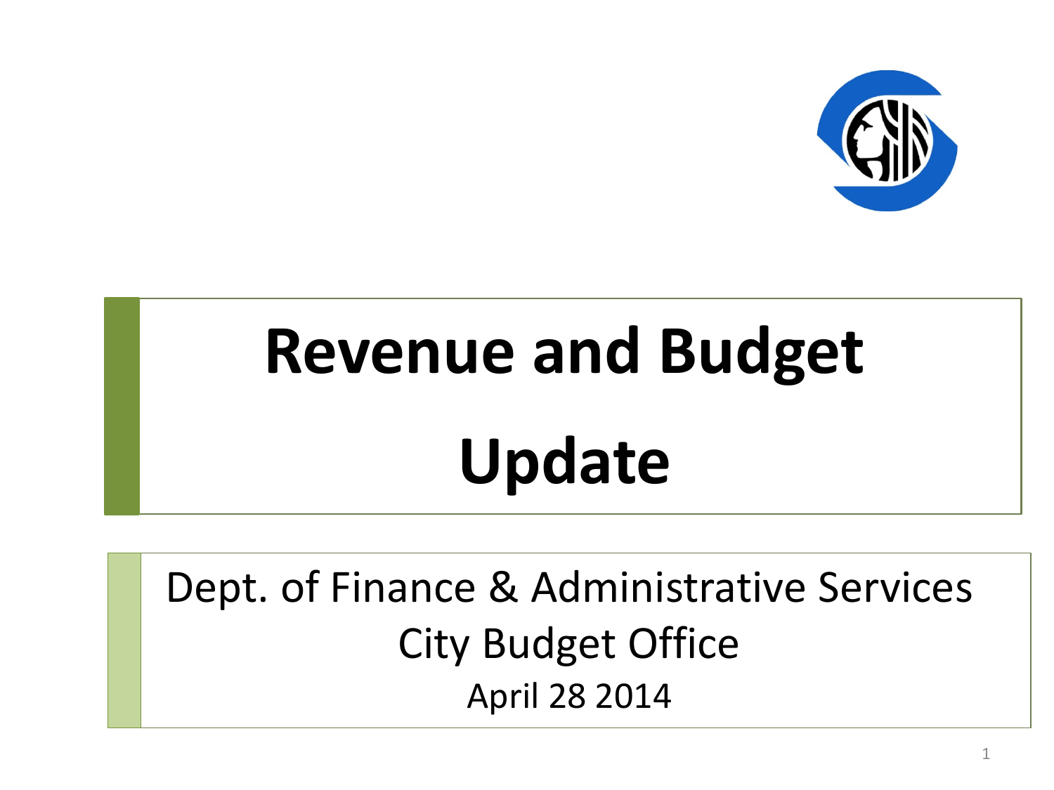# Revenue and Budget Update

Dept. of Finance & Administrative Services

City Budget Office

April 28 2014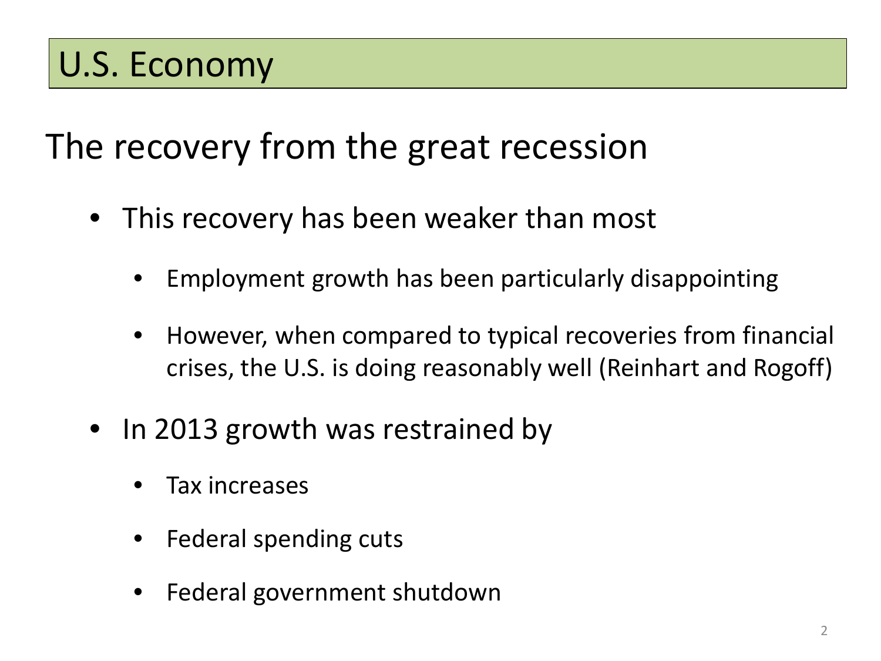# U.S. Economy

## The recovery from the great recession

- This recovery has been weaker than most
  - Employment growth has been particularly disappointing
  - However, when compared to typical recoveries from financial crises, the U.S. is doing reasonably well (Reinhart and Rogoff)
- In 2013 growth was restrained by
  - Tax increases
  - Federal spending cuts
  - Federal government shutdown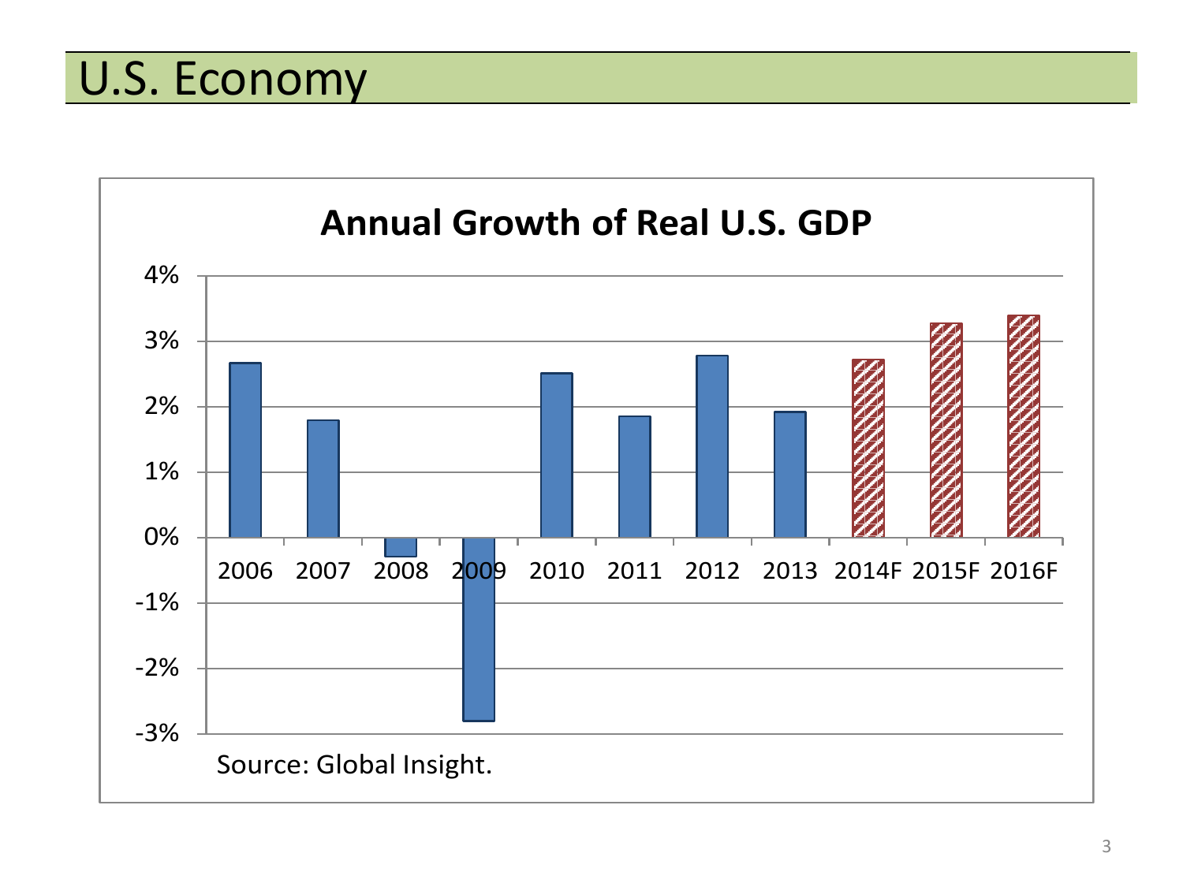# U.S. Economy

**Annual Growth of Real U.S. GDP**

4%
3%
2%
1%
0%
-1%
-2%
-3%

2006 2007 2008 2009 2010 2011 2012 2013 2014F 2015F 2016F

Source: Global Insight.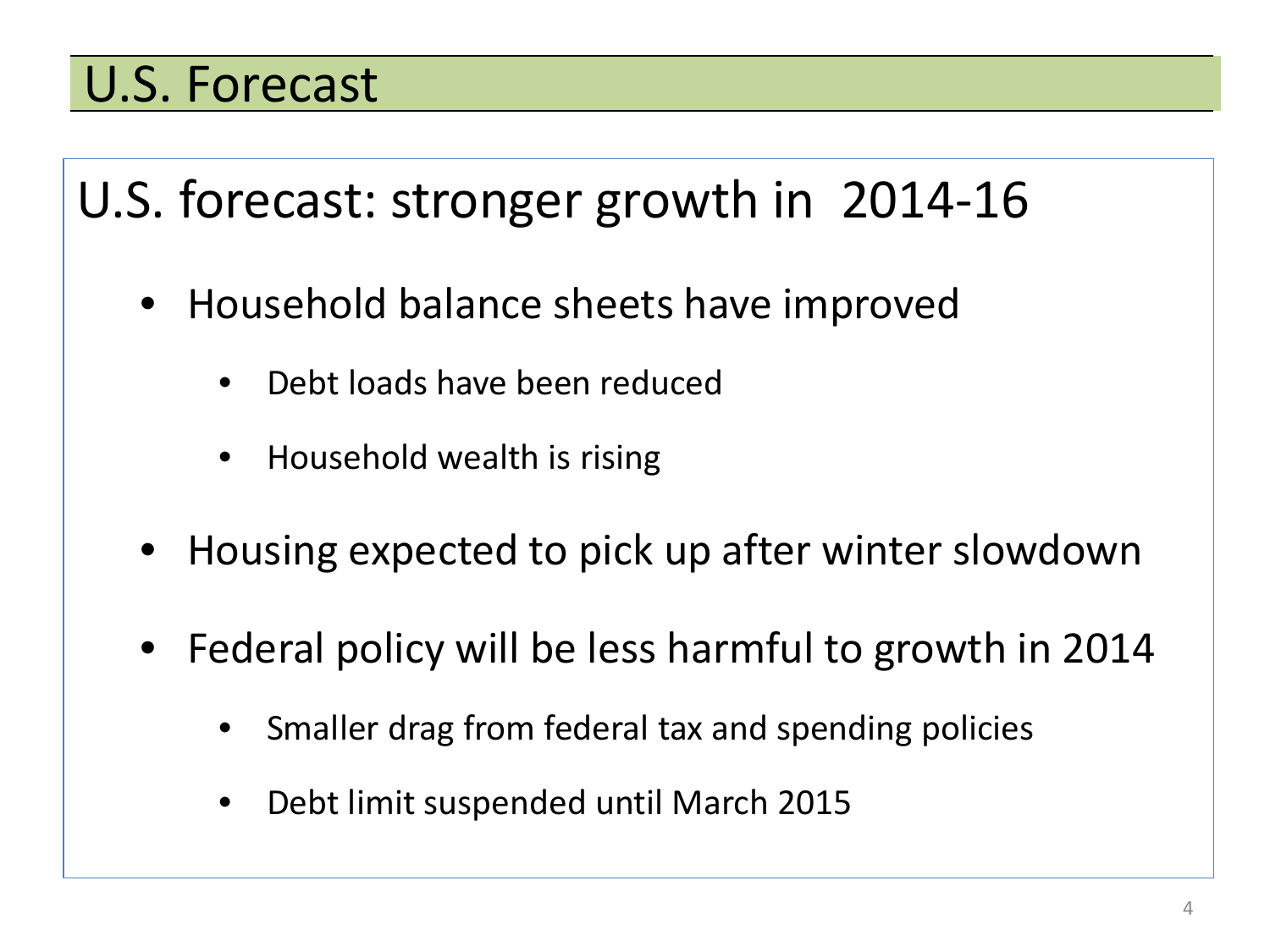# U.S. Forecast

## U.S. forecast: stronger growth in 2014-16

- Household balance sheets have improved
  - Debt loads have been reduced
  - Household wealth is rising
- Housing expected to pick up after winter slowdown
- Federal policy will be less harmful to growth in 2014
  - Smaller drag from federal tax and spending policies
  - Debt limit suspended until March 2015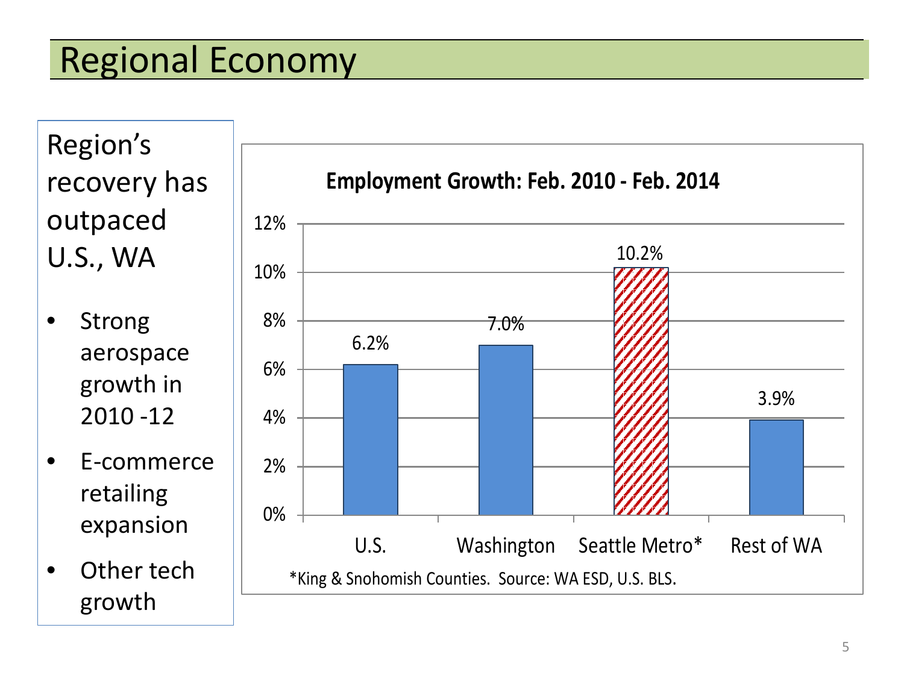# Regional Economy

Region's recovery has outpaced U.S., WA

- Strong aerospace growth in 2010 -12
- E-commerce retailing expansion
- Other tech growth

**Employment Growth: Feb. 2010 - Feb. 2014**

| Region | Employment Growth |
| --- | --- |
| U.S. | 6.2% |
| Washington | 7.0% |
| Seattle Metro* | 10.2% |
| Rest of WA | 3.9% |

*King & Snohomish Counties. Source: WA ESD, U.S. BLS.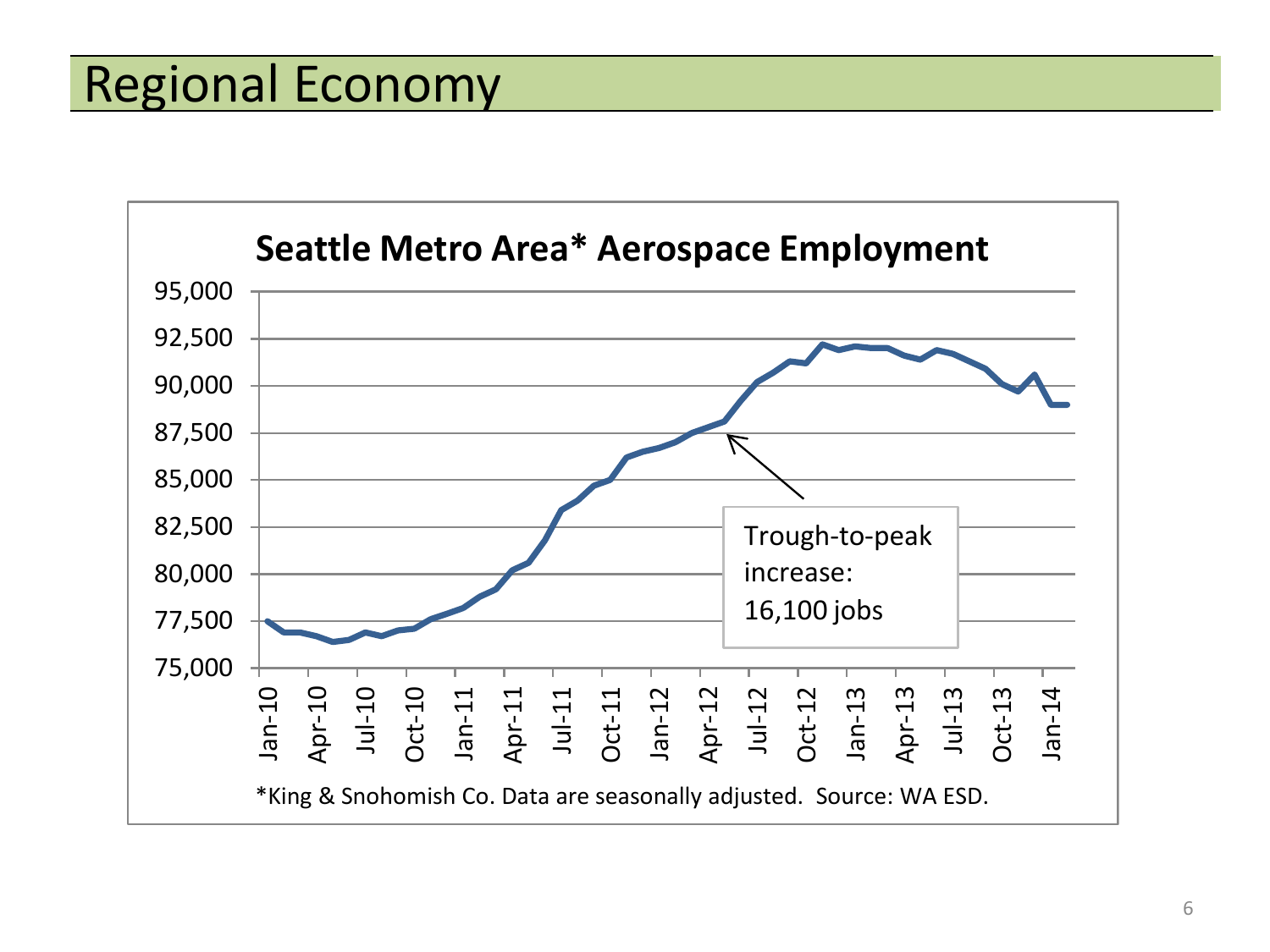# Regional Economy

**Seattle Metro Area* Aerospace Employment**

Trough-to-peak increase: 16,100 jobs

*King & Snohomish Co. Data are seasonally adjusted. Source: WA ESD.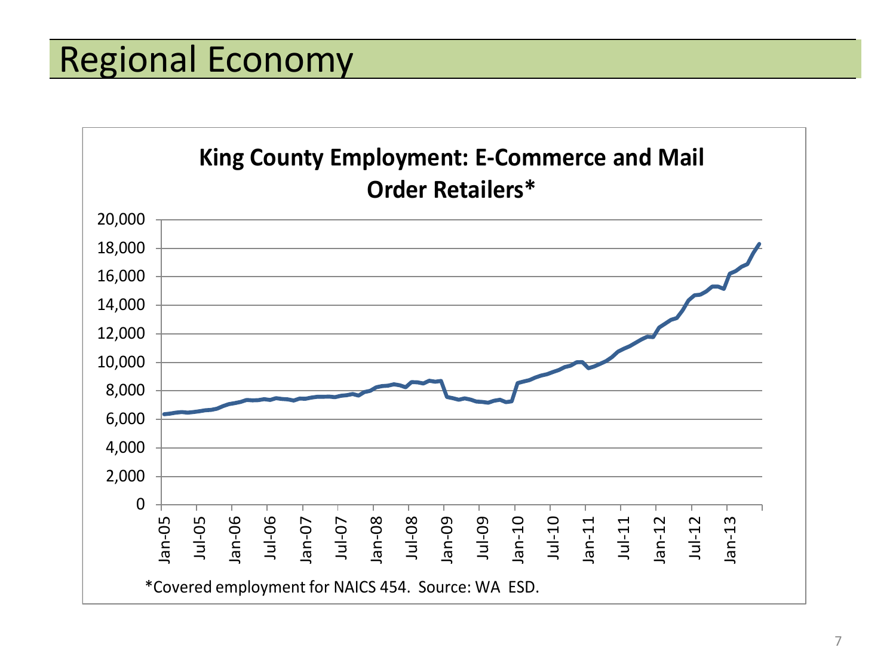# Regional Economy

**King County Employment: E-Commerce and Mail Order Retailers***

*Covered employment for NAICS 454. Source: WA ESD.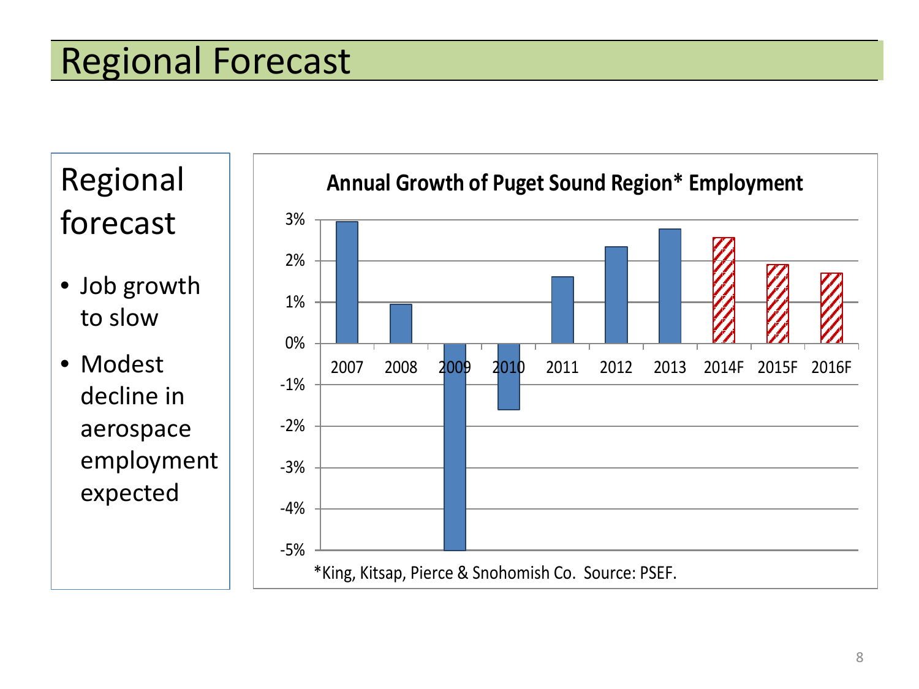# Regional Forecast

## Regional forecast

- Job growth to slow
- Modest decline in aerospace employment expected

**Annual Growth of Puget Sound Region* Employment**

*King, Kitsap, Pierce & Snohomish Co. Source: PSEF.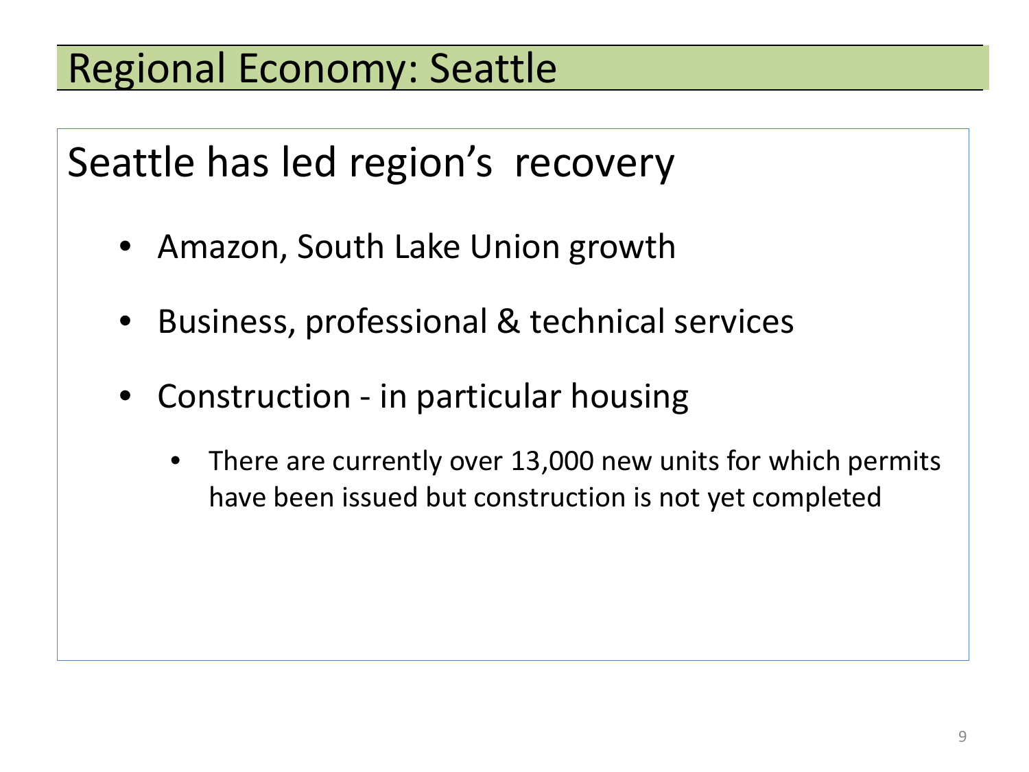# Regional Economy: Seattle

## Seattle has led region's recovery

- Amazon, South Lake Union growth
- Business, professional & technical services
- Construction - in particular housing
  - There are currently over 13,000 new units for which permits have been issued but construction is not yet completed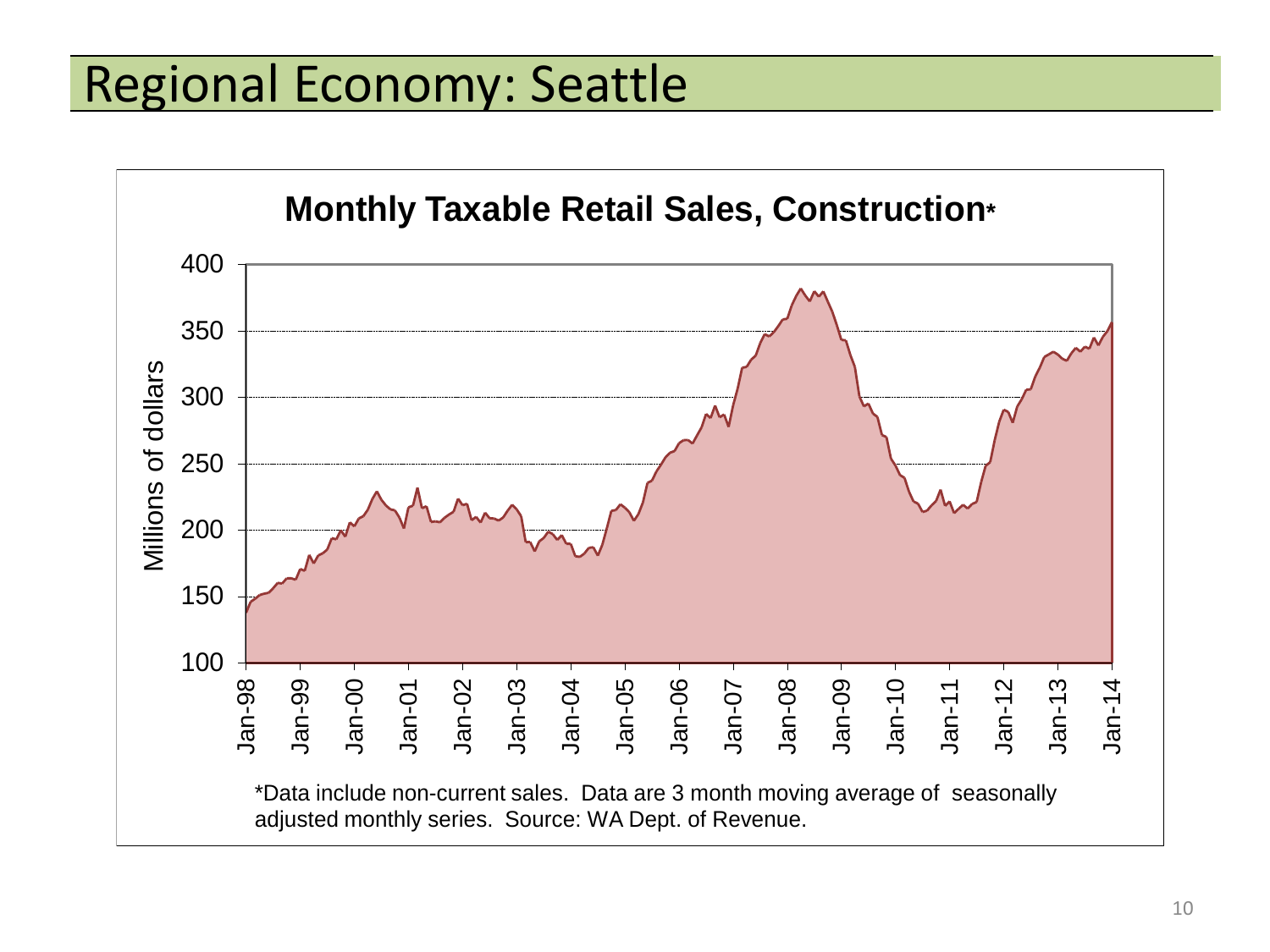# Regional Economy: Seattle

**Monthly Taxable Retail Sales, Construction***

*Data include non-current sales. Data are 3 month moving average of seasonally adjusted monthly series. Source: WA Dept. of Revenue.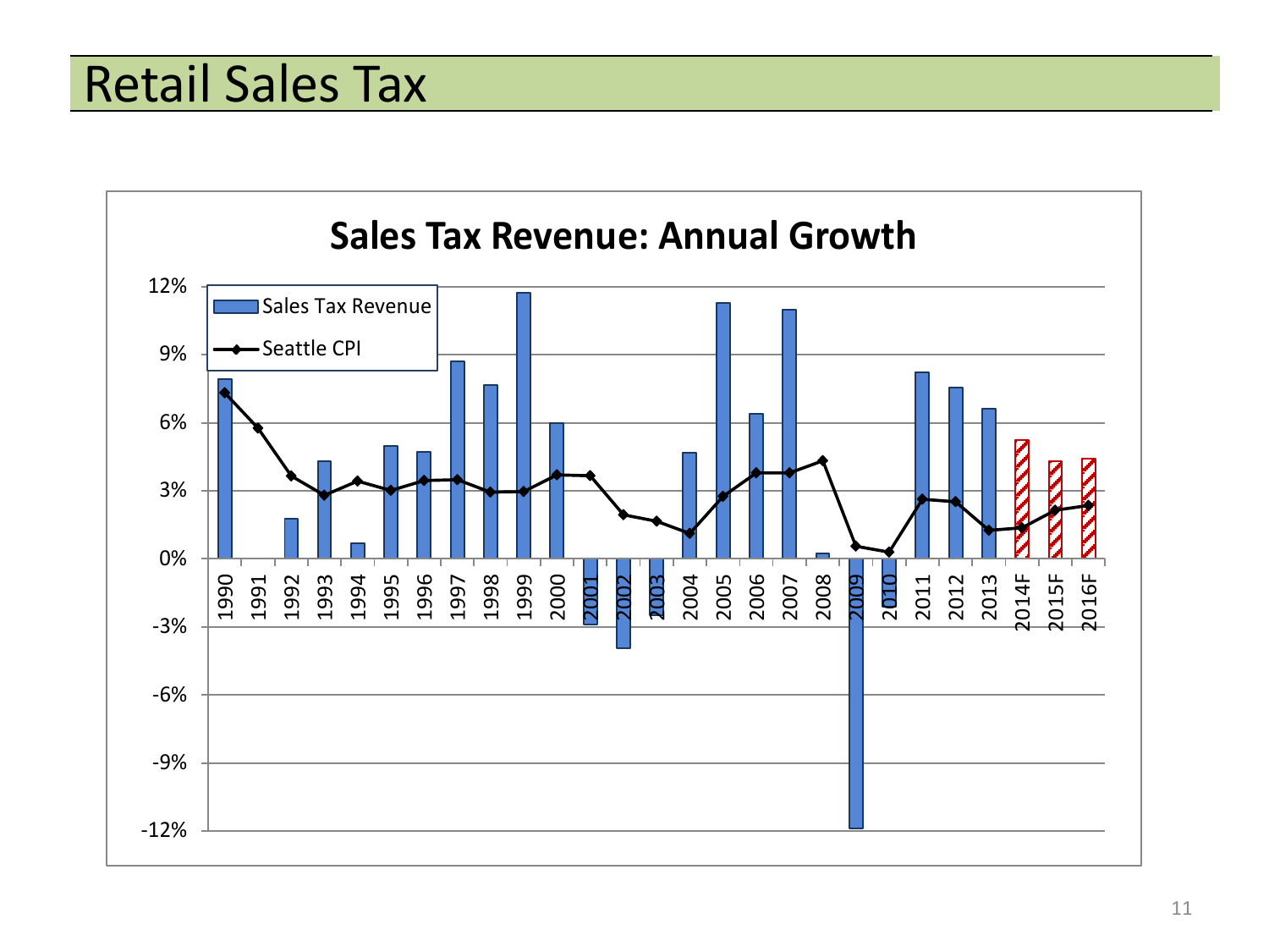# Retail Sales Tax

**Sales Tax Revenue: Annual Growth**

Legend: Sales Tax Revenue; Seattle CPI

Y-axis: 12%, 9%, 6%, 3%, 0%, -3%, -6%, -9%, -12%

X-axis: 1990, 1991, 1992, 1993, 1994, 1995, 1996, 1997, 1998, 1999, 2000, 2001, 2002, 2003, 2004, 2005, 2006, 2007, 2008, 2009, 2010, 2011, 2012, 2013, 2014F, 2015F, 2016F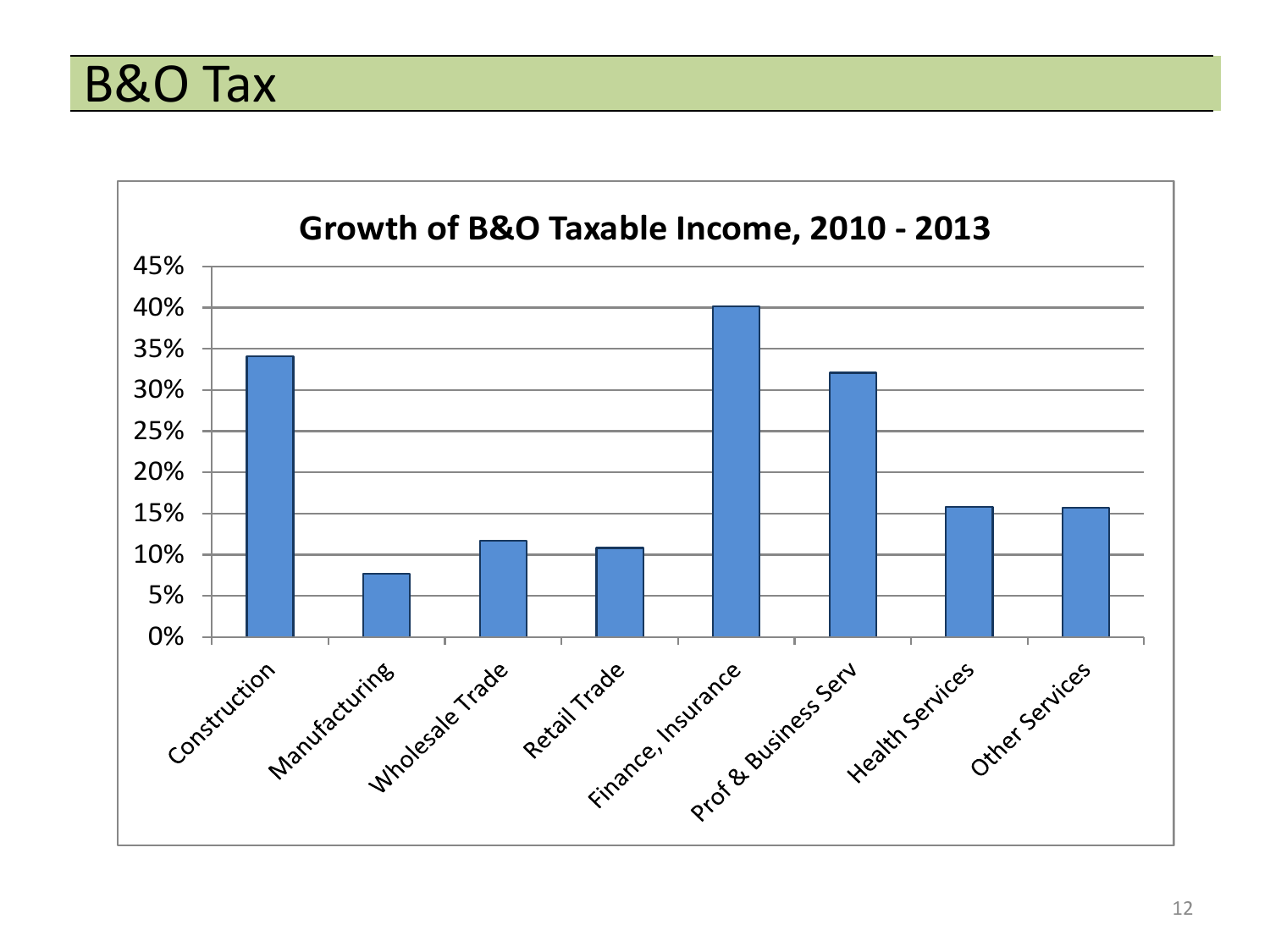# B&O Tax

**Growth of B&O Taxable Income, 2010 - 2013**

| Sector | Growth |
| --- | --- |
| Construction | ~34% |
| Manufacturing | ~7.5% |
| Wholesale Trade | ~11.5% |
| Retail Trade | ~10.5% |
| Finance, Insurance | ~40% |
| Prof & Business Serv | ~32% |
| Health Services | ~15.5% |
| Other Services | ~15.5% |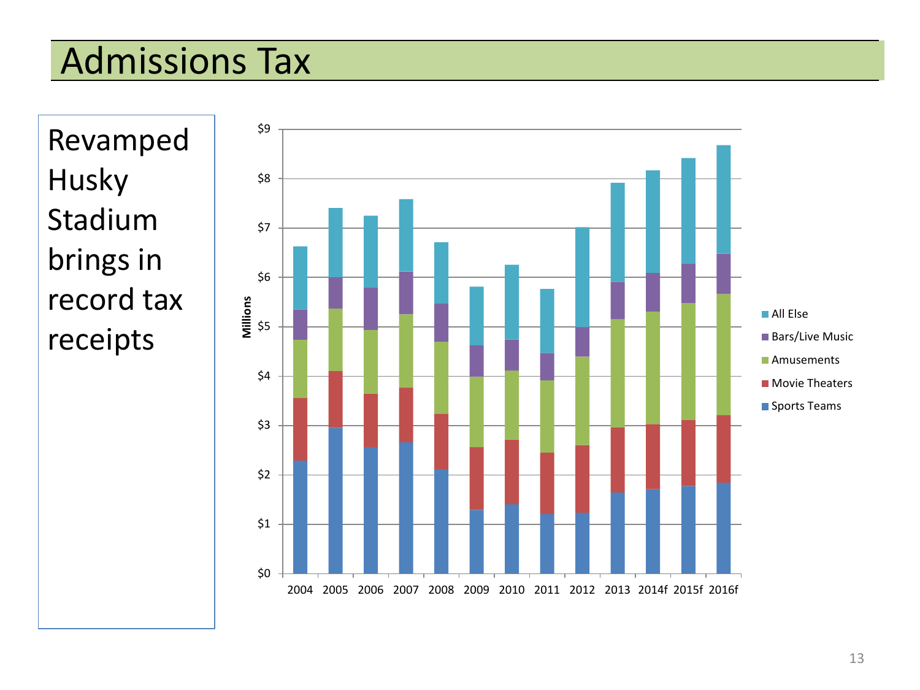# Admissions Tax

Revamped Husky Stadium brings in record tax receipts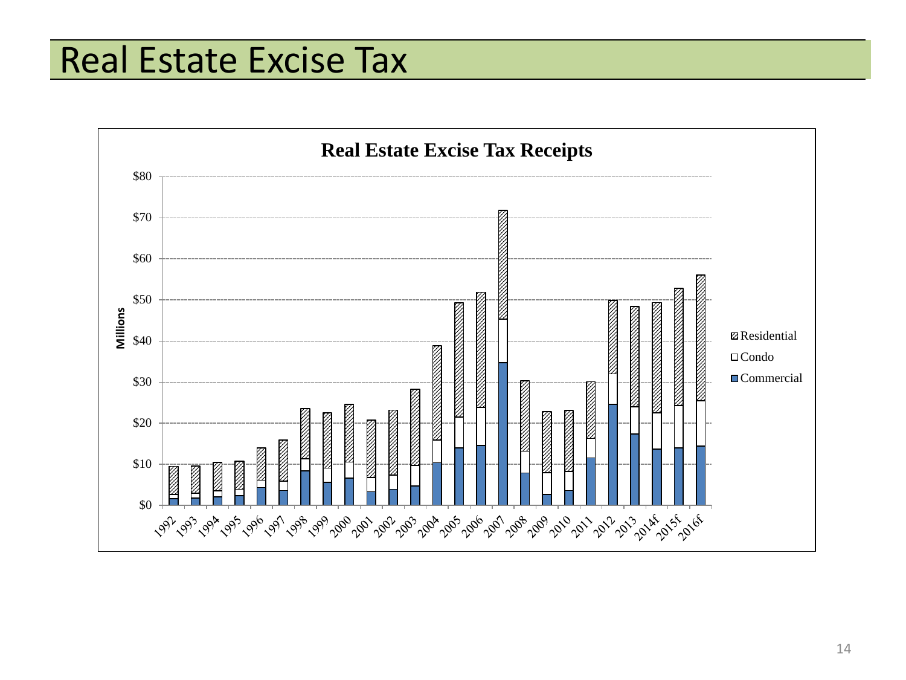# Real Estate Excise Tax

**Real Estate Excise Tax Receipts**

Millions

$80
$70
$60
$50
$40
$30
$20
$10
$0

1992 1993 1994 1995 1996 1997 1998 1999 2000 2001 2002 2003 2004 2005 2006 2007 2008 2009 2010 2011 2012 2013 2014f 2015f 2016f

- Residential
- Condo
- Commercial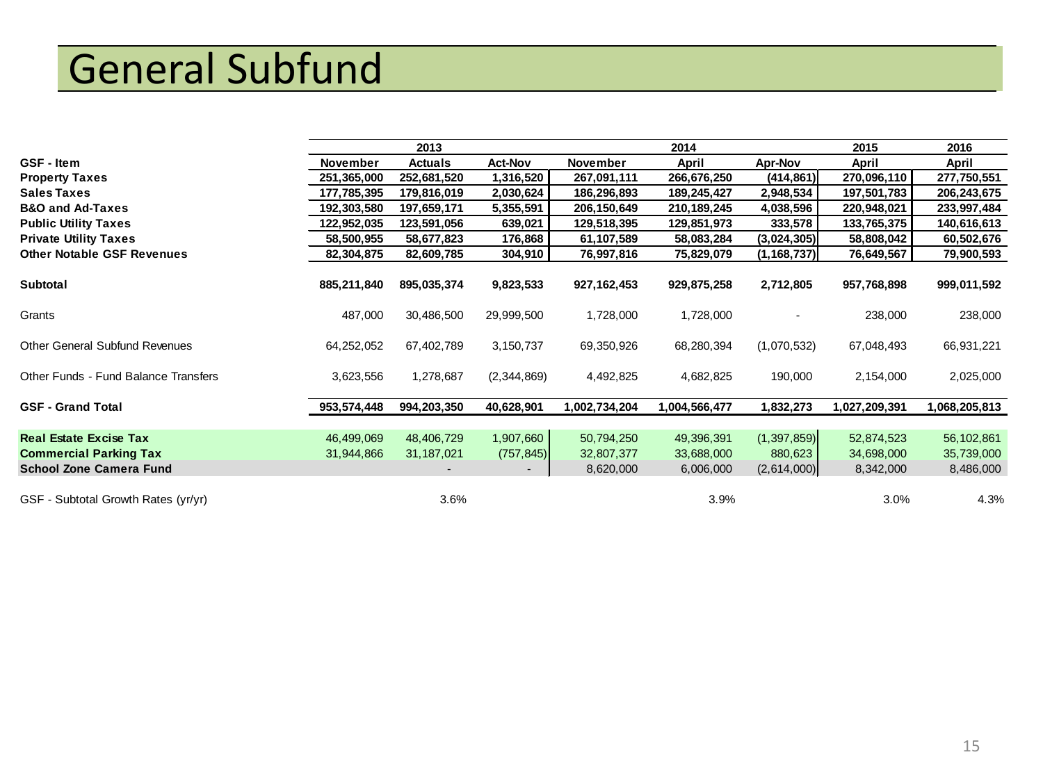# General Subfund

| | 2013 | | | 2014 | | | 2015 | 2016 |
|---|---|---|---|---|---|---|---|---|
| **GSF - Item** | **November** | **Actuals** | **Act-Nov** | **November** | **April** | **Apr-Nov** | **April** | **April** |
| **Property Taxes** | 251,365,000 | 252,681,520 | 1,316,520 | 267,091,111 | 266,676,250 | (414,861) | 270,096,110 | 277,750,551 |
| **Sales Taxes** | 177,785,395 | 179,816,019 | 2,030,624 | 186,296,893 | 189,245,427 | 2,948,534 | 197,501,783 | 206,243,675 |
| **B&O and Ad-Taxes** | 192,303,580 | 197,659,171 | 5,355,591 | 206,150,649 | 210,189,245 | 4,038,596 | 220,948,021 | 233,997,484 |
| **Public Utility Taxes** | 122,952,035 | 123,591,056 | 639,021 | 129,518,395 | 129,851,973 | 333,578 | 133,765,375 | 140,616,613 |
| **Private Utility Taxes** | 58,500,955 | 58,677,823 | 176,868 | 61,107,589 | 58,083,284 | (3,024,305) | 58,808,042 | 60,502,676 |
| **Other Notable GSF Revenues** | 82,304,875 | 82,609,785 | 304,910 | 76,997,816 | 75,829,079 | (1,168,737) | 76,649,567 | 79,900,593 |
| **Subtotal** | 885,211,840 | 895,035,374 | 9,823,533 | 927,162,453 | 929,875,258 | 2,712,805 | 957,768,898 | 999,011,592 |
| Grants | 487,000 | 30,486,500 | 29,999,500 | 1,728,000 | 1,728,000 | - | 238,000 | 238,000 |
| Other General Subfund Revenues | 64,252,052 | 67,402,789 | 3,150,737 | 69,350,926 | 68,280,394 | (1,070,532) | 67,048,493 | 66,931,221 |
| Other Funds - Fund Balance Transfers | 3,623,556 | 1,278,687 | (2,344,869) | 4,492,825 | 4,682,825 | 190,000 | 2,154,000 | 2,025,000 |
| **GSF - Grand Total** | 953,574,448 | 994,203,350 | 40,628,901 | 1,002,734,204 | 1,004,566,477 | 1,832,273 | 1,027,209,391 | 1,068,205,813 |
| **Real Estate Excise Tax** | 46,499,069 | 48,406,729 | 1,907,660 | 50,794,250 | 49,396,391 | (1,397,859) | 52,874,523 | 56,102,861 |
| **Commercial Parking Tax** | 31,944,866 | 31,187,021 | (757,845) | 32,807,377 | 33,688,000 | 880,623 | 34,698,000 | 35,739,000 |
| **School Zone Camera Fund** | | - | - | 8,620,000 | 6,006,000 | (2,614,000) | 8,342,000 | 8,486,000 |
| GSF - Subtotal Growth Rates (yr/yr) | | 3.6% | | | 3.9% | | 3.0% | 4.3% |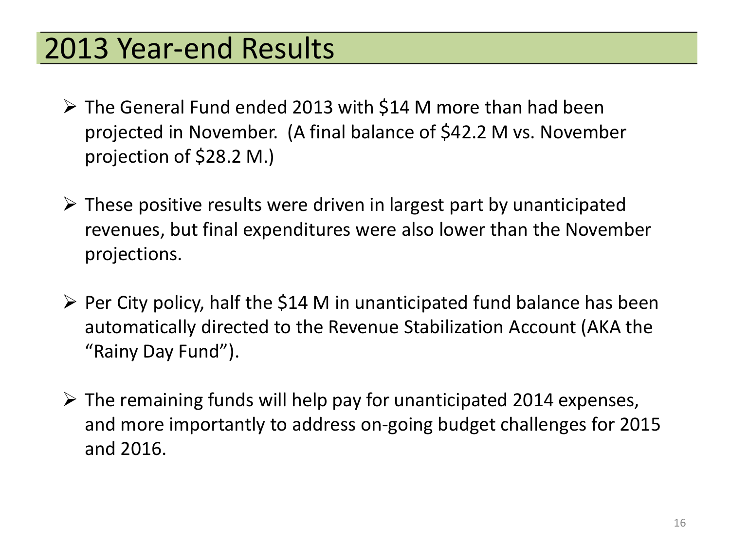# 2013 Year-end Results

- The General Fund ended 2013 with $14 M more than had been projected in November. (A final balance of $42.2 M vs. November projection of $28.2 M.)
- These positive results were driven in largest part by unanticipated revenues, but final expenditures were also lower than the November projections.
- Per City policy, half the $14 M in unanticipated fund balance has been automatically directed to the Revenue Stabilization Account (AKA the "Rainy Day Fund").
- The remaining funds will help pay for unanticipated 2014 expenses, and more importantly to address on-going budget challenges for 2015 and 2016.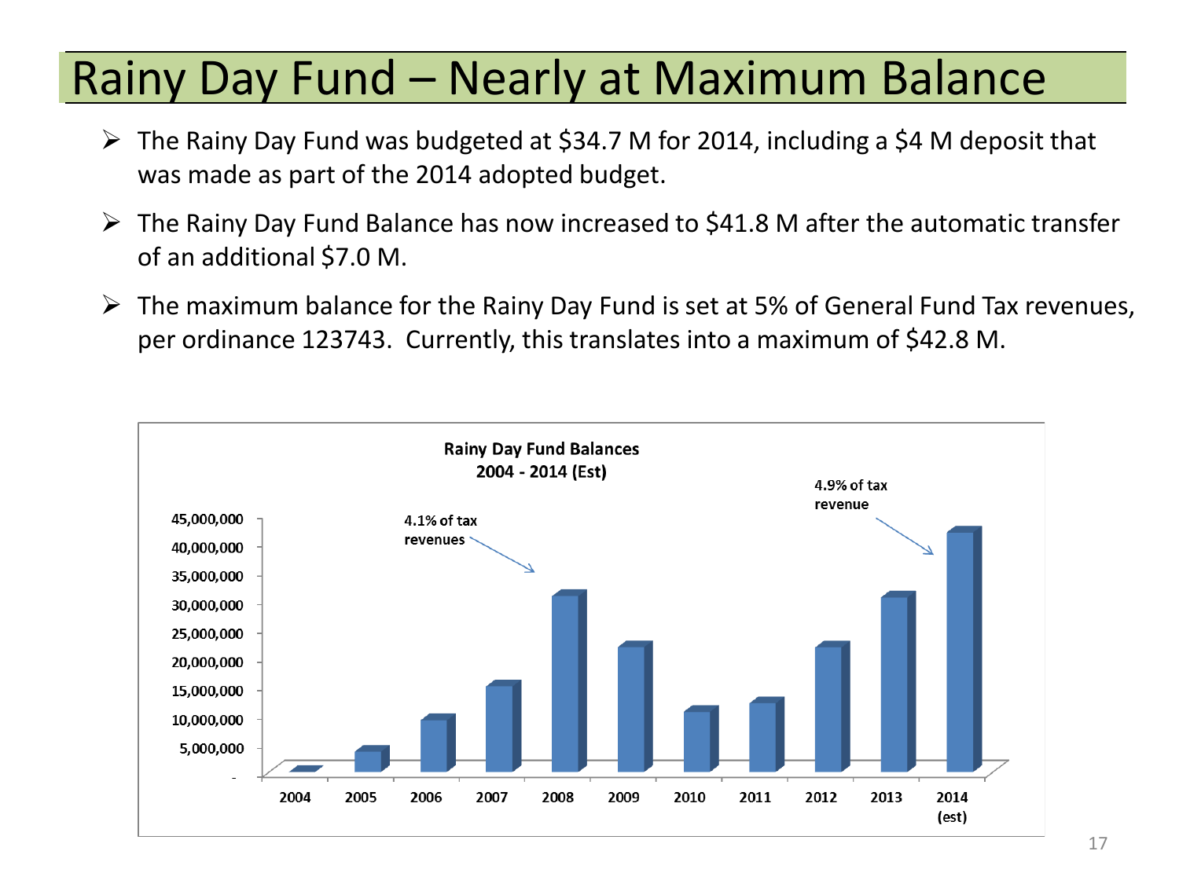# Rainy Day Fund – Nearly at Maximum Balance

- The Rainy Day Fund was budgeted at \$34.7 M for 2014, including a \$4 M deposit that was made as part of the 2014 adopted budget.
- The Rainy Day Fund Balance has now increased to \$41.8 M after the automatic transfer of an additional \$7.0 M.
- The maximum balance for the Rainy Day Fund is set at 5% of General Fund Tax revenues, per ordinance 123743. Currently, this translates into a maximum of \$42.8 M.

**Rainy Day Fund Balances**
**2004 - 2014 (Est)**

Annotations: 2008 – 4.1% of tax revenues; 2014 (est) – 4.9% of tax revenue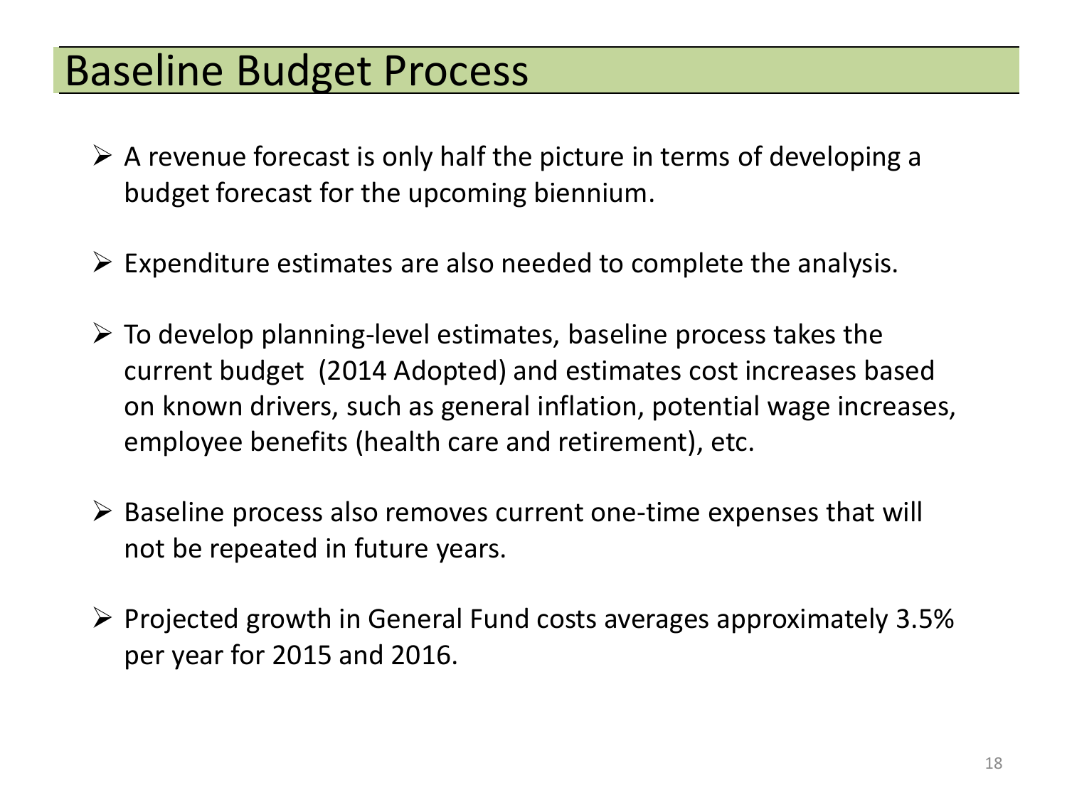# Baseline Budget Process

- A revenue forecast is only half the picture in terms of developing a budget forecast for the upcoming biennium.
- Expenditure estimates are also needed to complete the analysis.
- To develop planning-level estimates, baseline process takes the current budget (2014 Adopted) and estimates cost increases based on known drivers, such as general inflation, potential wage increases, employee benefits (health care and retirement), etc.
- Baseline process also removes current one-time expenses that will not be repeated in future years.
- Projected growth in General Fund costs averages approximately 3.5% per year for 2015 and 2016.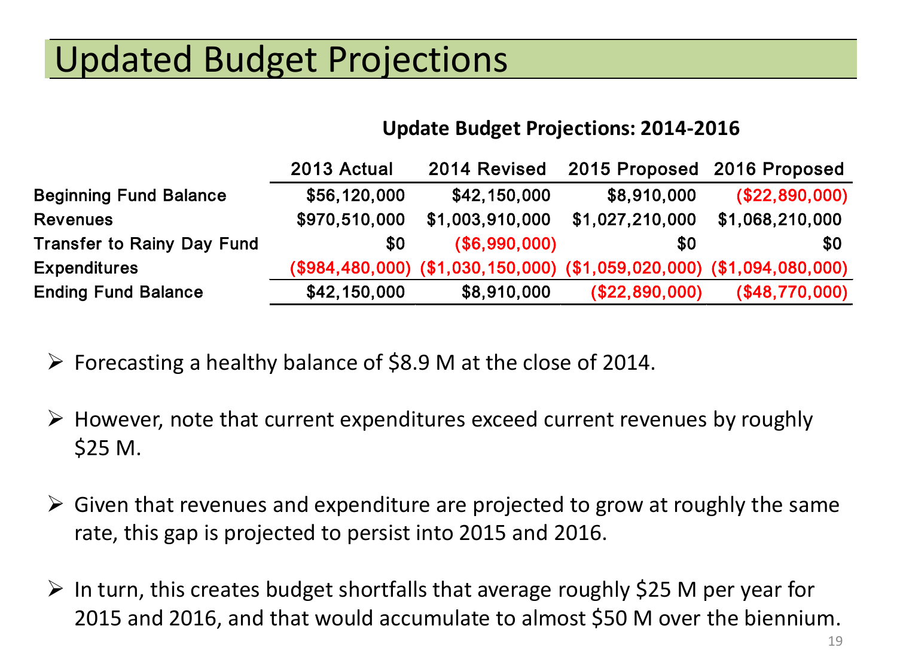# Updated Budget Projections

**Update Budget Projections: 2014-2016**

| | 2013 Actual | 2014 Revised | 2015 Proposed | 2016 Proposed |
|---|---|---|---|---|
| **Beginning Fund Balance** | $56,120,000 | $42,150,000 | $8,910,000 | ($22,890,000) |
| **Revenues** | $970,510,000 | $1,003,910,000 | $1,027,210,000 | $1,068,210,000 |
| **Transfer to Rainy Day Fund** | $0 | ($6,990,000) | $0 | $0 |
| **Expenditures** | ($984,480,000) | ($1,030,150,000) | ($1,059,020,000) | ($1,094,080,000) |
| **Ending Fund Balance** | $42,150,000 | $8,910,000 | ($22,890,000) | ($48,770,000) |

- Forecasting a healthy balance of $8.9 M at the close of 2014.
- However, note that current expenditures exceed current revenues by roughly $25 M.
- Given that revenues and expenditure are projected to grow at roughly the same rate, this gap is projected to persist into 2015 and 2016.
- In turn, this creates budget shortfalls that average roughly $25 M per year for 2015 and 2016, and that would accumulate to almost $50 M over the biennium.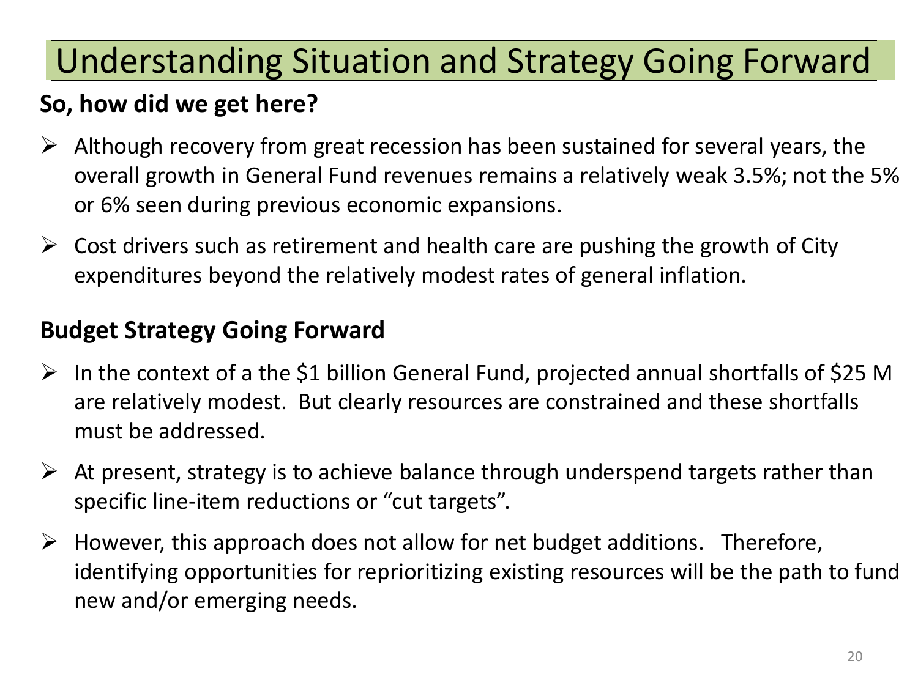# Understanding Situation and Strategy Going Forward

**So, how did we get here?**

- Although recovery from great recession has been sustained for several years, the overall growth in General Fund revenues remains a relatively weak 3.5%; not the 5% or 6% seen during previous economic expansions.
- Cost drivers such as retirement and health care are pushing the growth of City expenditures beyond the relatively modest rates of general inflation.

**Budget Strategy Going Forward**

- In the context of a the $1 billion General Fund, projected annual shortfalls of $25 M are relatively modest. But clearly resources are constrained and these shortfalls must be addressed.
- At present, strategy is to achieve balance through underspend targets rather than specific line-item reductions or "cut targets".
- However, this approach does not allow for net budget additions. Therefore, identifying opportunities for reprioritizing existing resources will be the path to fund new and/or emerging needs.